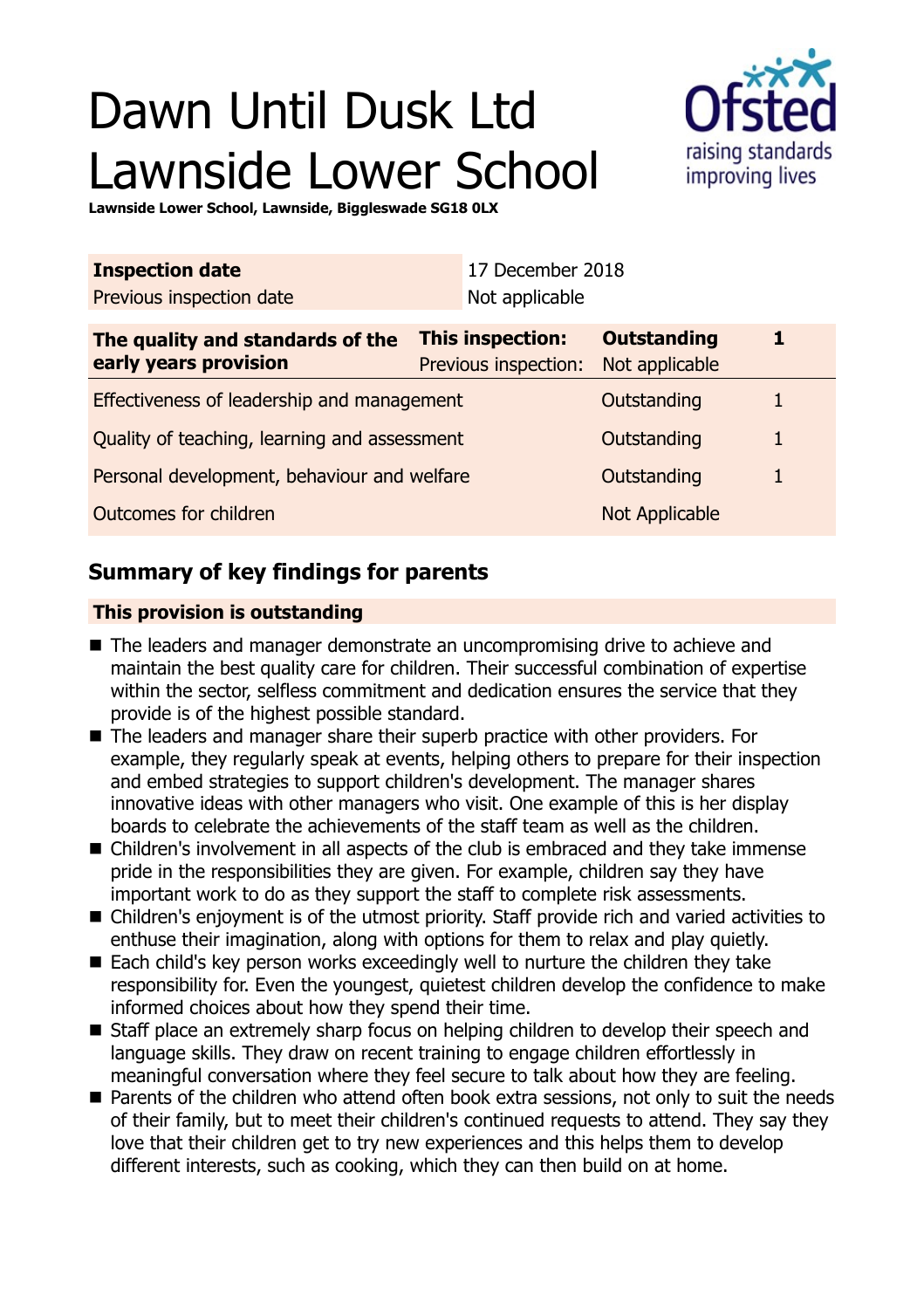# Dawn Until Dusk Ltd Lawnside Lower School

**Lawnside Lower School, Lawnside, Biggleswade SG18 0LX**

| **Inspection date** | 17 December 2018 |
|---|---|
| Previous inspection date | Not applicable |

| **The quality and standards of the early years provision** | **This inspection:** | **Outstanding** | **1** |
|---|---|---|---|
| | Previous inspection: | Not applicable | |
| Effectiveness of leadership and management | | Outstanding | 1 |
| Quality of teaching, learning and assessment | | Outstanding | 1 |
| Personal development, behaviour and welfare | | Outstanding | 1 |
| Outcomes for children | | Not Applicable | |

## Summary of key findings for parents

### This provision is outstanding

- The leaders and manager demonstrate an uncompromising drive to achieve and maintain the best quality care for children. Their successful combination of expertise within the sector, selfless commitment and dedication ensures the service that they provide is of the highest possible standard.
- The leaders and manager share their superb practice with other providers. For example, they regularly speak at events, helping others to prepare for their inspection and embed strategies to support children's development. The manager shares innovative ideas with other managers who visit. One example of this is her display boards to celebrate the achievements of the staff team as well as the children.
- Children's involvement in all aspects of the club is embraced and they take immense pride in the responsibilities they are given. For example, children say they have important work to do as they support the staff to complete risk assessments.
- Children's enjoyment is of the utmost priority. Staff provide rich and varied activities to enthuse their imagination, along with options for them to relax and play quietly.
- Each child's key person works exceedingly well to nurture the children they take responsibility for. Even the youngest, quietest children develop the confidence to make informed choices about how they spend their time.
- Staff place an extremely sharp focus on helping children to develop their speech and language skills. They draw on recent training to engage children effortlessly in meaningful conversation where they feel secure to talk about how they are feeling.
- Parents of the children who attend often book extra sessions, not only to suit the needs of their family, but to meet their children's continued requests to attend. They say they love that their children get to try new experiences and this helps them to develop different interests, such as cooking, which they can then build on at home.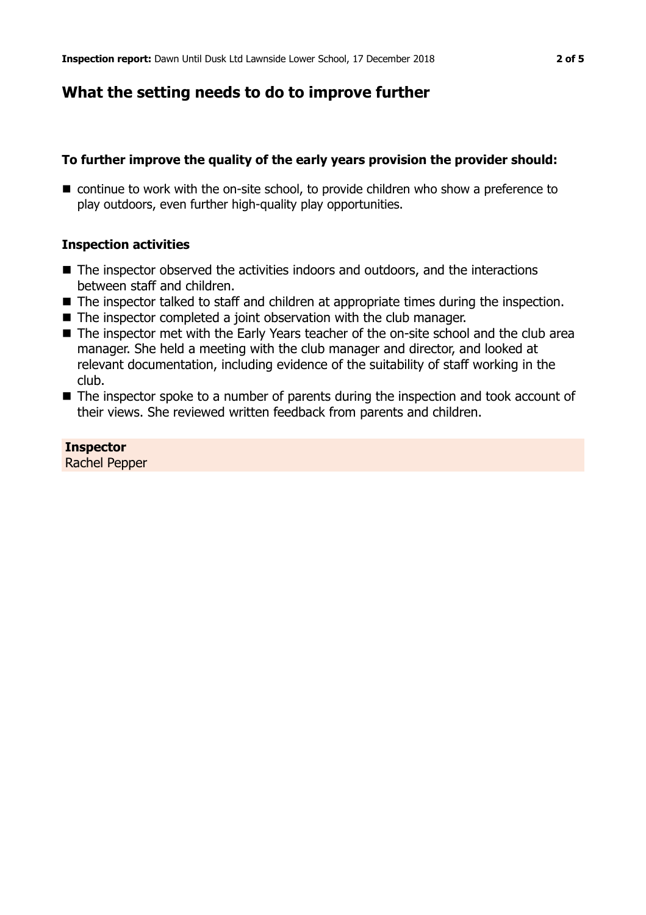## What the setting needs to do to improve further

### To further improve the quality of the early years provision the provider should:

- continue to work with the on-site school, to provide children who show a preference to play outdoors, even further high-quality play opportunities.

### Inspection activities

- The inspector observed the activities indoors and outdoors, and the interactions between staff and children.
- The inspector talked to staff and children at appropriate times during the inspection.
- The inspector completed a joint observation with the club manager.
- The inspector met with the Early Years teacher of the on-site school and the club area manager. She held a meeting with the club manager and director, and looked at relevant documentation, including evidence of the suitability of staff working in the club.
- The inspector spoke to a number of parents during the inspection and took account of their views. She reviewed written feedback from parents and children.

**Inspector**
Rachel Pepper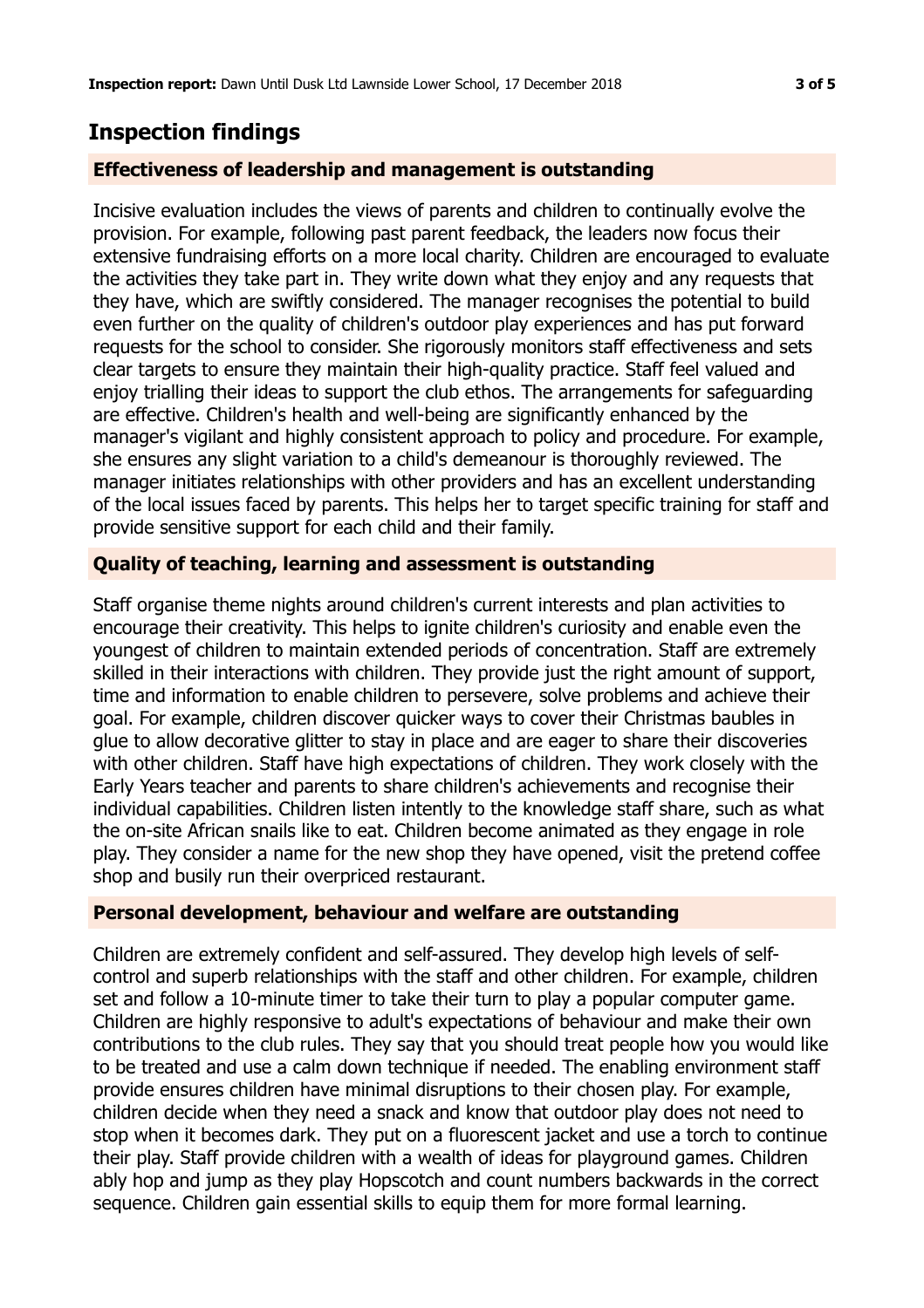## Inspection findings

### Effectiveness of leadership and management is outstanding

Incisive evaluation includes the views of parents and children to continually evolve the provision. For example, following past parent feedback, the leaders now focus their extensive fundraising efforts on a more local charity. Children are encouraged to evaluate the activities they take part in. They write down what they enjoy and any requests that they have, which are swiftly considered. The manager recognises the potential to build even further on the quality of children's outdoor play experiences and has put forward requests for the school to consider. She rigorously monitors staff effectiveness and sets clear targets to ensure they maintain their high-quality practice. Staff feel valued and enjoy trialling their ideas to support the club ethos. The arrangements for safeguarding are effective. Children's health and well-being are significantly enhanced by the manager's vigilant and highly consistent approach to policy and procedure. For example, she ensures any slight variation to a child's demeanour is thoroughly reviewed. The manager initiates relationships with other providers and has an excellent understanding of the local issues faced by parents. This helps her to target specific training for staff and provide sensitive support for each child and their family.

### Quality of teaching, learning and assessment is outstanding

Staff organise theme nights around children's current interests and plan activities to encourage their creativity. This helps to ignite children's curiosity and enable even the youngest of children to maintain extended periods of concentration. Staff are extremely skilled in their interactions with children. They provide just the right amount of support, time and information to enable children to persevere, solve problems and achieve their goal. For example, children discover quicker ways to cover their Christmas baubles in glue to allow decorative glitter to stay in place and are eager to share their discoveries with other children. Staff have high expectations of children. They work closely with the Early Years teacher and parents to share children's achievements and recognise their individual capabilities. Children listen intently to the knowledge staff share, such as what the on-site African snails like to eat. Children become animated as they engage in role play. They consider a name for the new shop they have opened, visit the pretend coffee shop and busily run their overpriced restaurant.

### Personal development, behaviour and welfare are outstanding

Children are extremely confident and self-assured. They develop high levels of self-control and superb relationships with the staff and other children. For example, children set and follow a 10-minute timer to take their turn to play a popular computer game. Children are highly responsive to adult's expectations of behaviour and make their own contributions to the club rules. They say that you should treat people how you would like to be treated and use a calm down technique if needed. The enabling environment staff provide ensures children have minimal disruptions to their chosen play. For example, children decide when they need a snack and know that outdoor play does not need to stop when it becomes dark. They put on a fluorescent jacket and use a torch to continue their play. Staff provide children with a wealth of ideas for playground games. Children ably hop and jump as they play Hopscotch and count numbers backwards in the correct sequence. Children gain essential skills to equip them for more formal learning.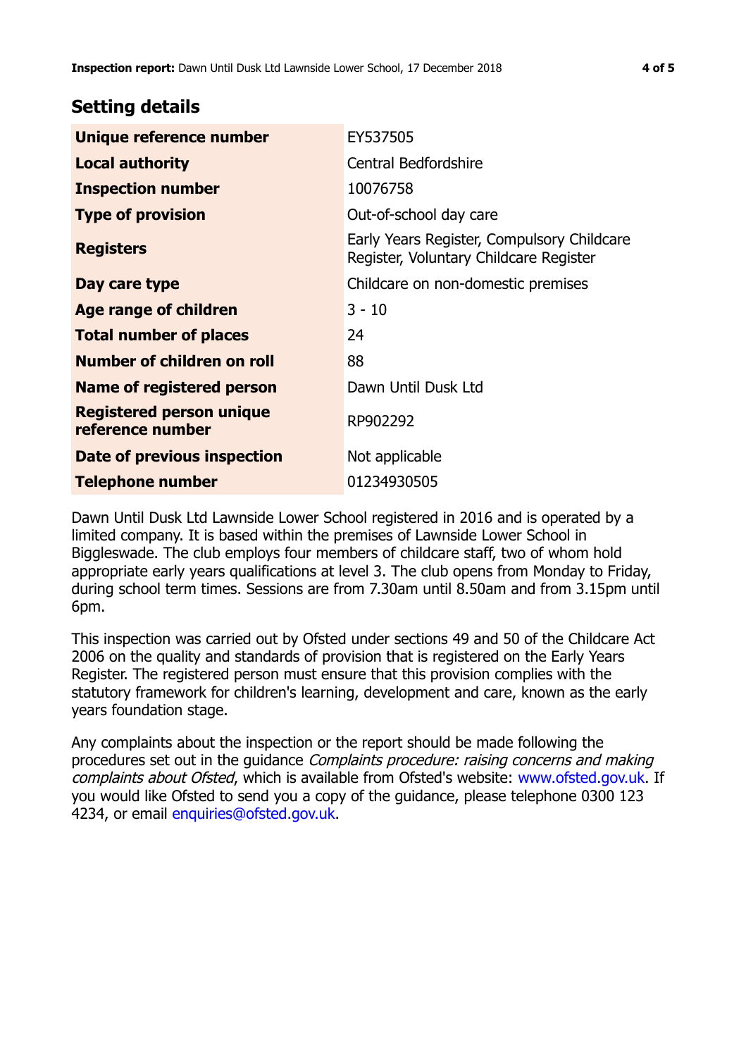## Setting details

| | |
|---|---|
| **Unique reference number** | EY537505 |
| **Local authority** | Central Bedfordshire |
| **Inspection number** | 10076758 |
| **Type of provision** | Out-of-school day care |
| **Registers** | Early Years Register, Compulsory Childcare Register, Voluntary Childcare Register |
| **Day care type** | Childcare on non-domestic premises |
| **Age range of children** | 3 - 10 |
| **Total number of places** | 24 |
| **Number of children on roll** | 88 |
| **Name of registered person** | Dawn Until Dusk Ltd |
| **Registered person unique reference number** | RP902292 |
| **Date of previous inspection** | Not applicable |
| **Telephone number** | 01234930505 |

Dawn Until Dusk Ltd Lawnside Lower School registered in 2016 and is operated by a limited company. It is based within the premises of Lawnside Lower School in Biggleswade. The club employs four members of childcare staff, two of whom hold appropriate early years qualifications at level 3. The club opens from Monday to Friday, during school term times. Sessions are from 7.30am until 8.50am and from 3.15pm until 6pm.

This inspection was carried out by Ofsted under sections 49 and 50 of the Childcare Act 2006 on the quality and standards of provision that is registered on the Early Years Register. The registered person must ensure that this provision complies with the statutory framework for children's learning, development and care, known as the early years foundation stage.

Any complaints about the inspection or the report should be made following the procedures set out in the guidance *Complaints procedure: raising concerns and making complaints about Ofsted*, which is available from Ofsted's website: www.ofsted.gov.uk. If you would like Ofsted to send you a copy of the guidance, please telephone 0300 123 4234, or email enquiries@ofsted.gov.uk.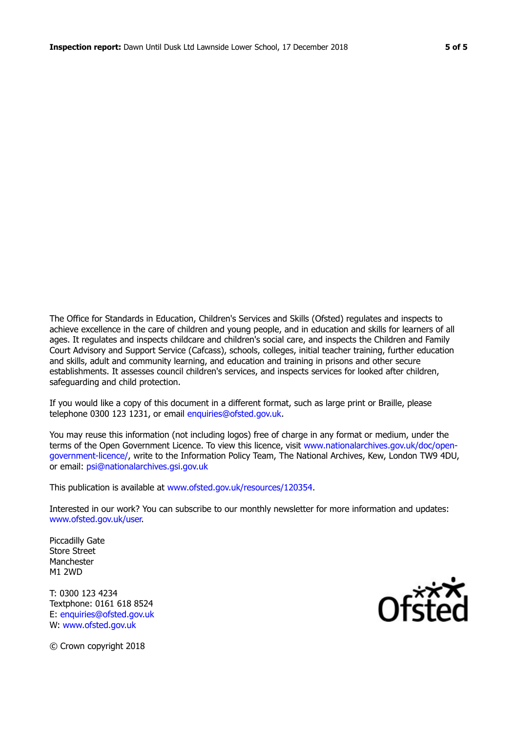The Office for Standards in Education, Children's Services and Skills (Ofsted) regulates and inspects to achieve excellence in the care of children and young people, and in education and skills for learners of all ages. It regulates and inspects childcare and children's social care, and inspects the Children and Family Court Advisory and Support Service (Cafcass), schools, colleges, initial teacher training, further education and skills, adult and community learning, and education and training in prisons and other secure establishments. It assesses council children's services, and inspects services for looked after children, safeguarding and child protection.

If you would like a copy of this document in a different format, such as large print or Braille, please telephone 0300 123 1231, or email enquiries@ofsted.gov.uk.

You may reuse this information (not including logos) free of charge in any format or medium, under the terms of the Open Government Licence. To view this licence, visit www.nationalarchives.gov.uk/doc/open-government-licence/, write to the Information Policy Team, The National Archives, Kew, London TW9 4DU, or email: psi@nationalarchives.gsi.gov.uk

This publication is available at www.ofsted.gov.uk/resources/120354.

Interested in our work? You can subscribe to our monthly newsletter for more information and updates: www.ofsted.gov.uk/user.

Piccadilly Gate  
Store Street  
Manchester  
M1 2WD

T: 0300 123 4234  
Textphone: 0161 618 8524  
E: enquiries@ofsted.gov.uk  
W: www.ofsted.gov.uk

© Crown copyright 2018